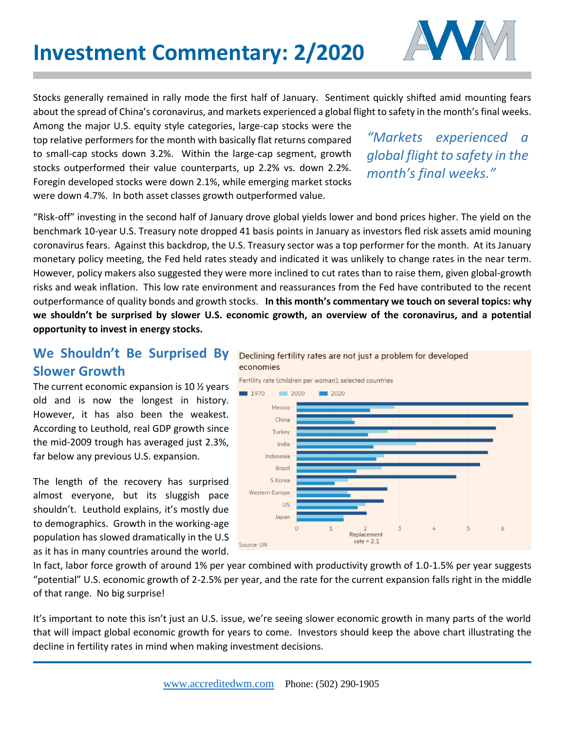# Investment Commentary: 2/2020

Stocks generally remained in rally mode the first half of January. Sentiment quickly shifted amid mounting fears about the spread of China's coronavirus, and markets experienced a global flight to safety in the month's final weeks. Among the major U.S. equity style categories, large-cap stocks were the top relative performers for the month with basically flat returns compared to small-cap stocks down 3.2%. Within the large-cap segment, growth stocks outperformed their value counterparts, up 2.2% vs. down 2.2%. Foregin developed stocks were down 2.1%, while emerging market stocks were down 4.7%. In both asset classes growth outperformed value.

> *"Markets experienced a global flight to safety in the month's final weeks."*

"Risk-off" investing in the second half of January drove global yields lower and bond prices higher. The yield on the benchmark 10-year U.S. Treasury note dropped 41 basis points in January as investors fled risk assets amid mouning coronavirus fears. Against this backdrop, the U.S. Treasury sector was a top performer for the month. At its January monetary policy meeting, the Fed held rates steady and indicated it was unlikely to change rates in the near term. However, policy makers also suggested they were more inclined to cut rates than to raise them, given global-growth risks and weak inflation. This low rate environment and reassurances from the Fed have contributed to the recent outperformance of quality bonds and growth stocks. **In this month's commentary we touch on several topics: why we shouldn't be surprised by slower U.S. economic growth, an overview of the coronavirus, and a potential opportunity to invest in energy stocks.**

## We Shouldn't Be Surprised By Slower Growth

The current economic expansion is 10 ½ years old and is now the longest in history. However, it has also been the weakest. According to Leuthold, real GDP growth since the mid-2009 trough has averaged just 2.3%, far below any previous U.S. expansion.

The length of the recovery has surprised almost everyone, but its sluggish pace shouldn't. Leuthold explains, it's mostly due to demographics. Growth in the working-age population has slowed dramatically in the U.S as it has in many countries around the world. In fact, labor force growth of around 1% per year combined with productivity growth of 1.0-1.5% per year suggests "potential" U.S. economic growth of 2-2.5% per year, and the rate for the current expansion falls right in the middle of that range. No big surprise!

Declining fertility rates are not just a problem for developed economies

Fertility rate (children per woman), selected countries

Source: UN

It's important to note this isn't just an U.S. issue, we're seeing slower economic growth in many parts of the world that will impact global economic growth for years to come. Investors should keep the above chart illustrating the decline in fertility rates in mind when making investment decisions.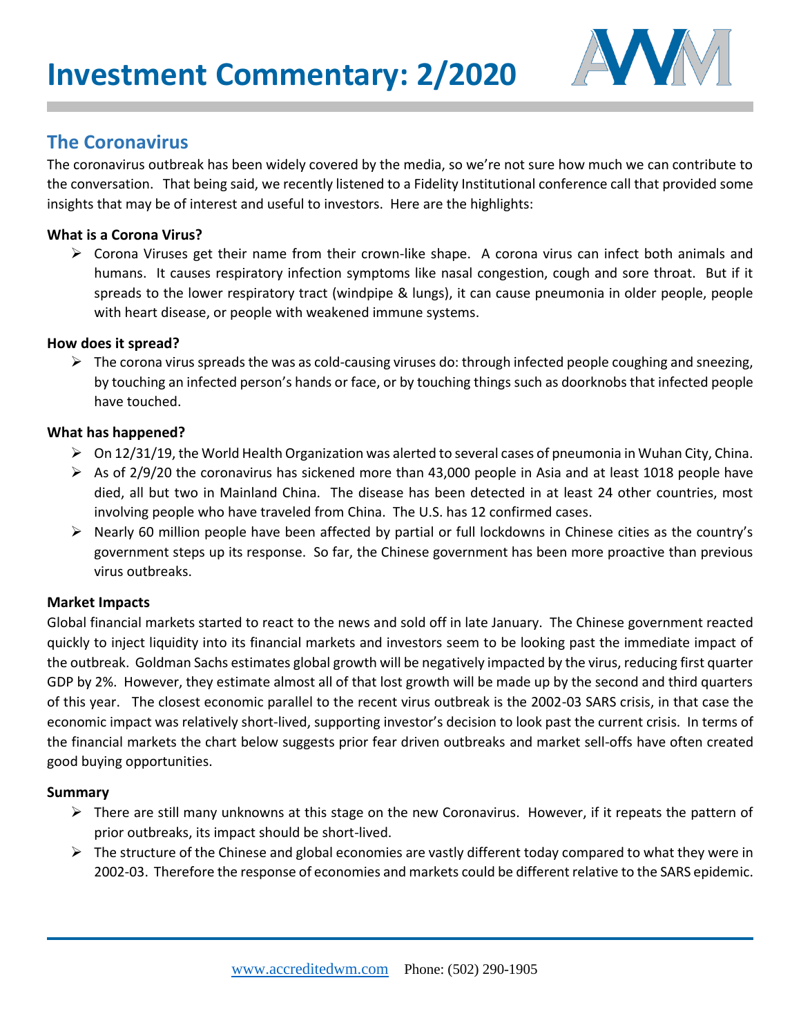# Investment Commentary: 2/2020

## The Coronavirus

The coronavirus outbreak has been widely covered by the media, so we're not sure how much we can contribute to the conversation. That being said, we recently listened to a Fidelity Institutional conference call that provided some insights that may be of interest and useful to investors. Here are the highlights:

**What is a Corona Virus?**

- Corona Viruses get their name from their crown-like shape. A corona virus can infect both animals and humans. It causes respiratory infection symptoms like nasal congestion, cough and sore throat. But if it spreads to the lower respiratory tract (windpipe & lungs), it can cause pneumonia in older people, people with heart disease, or people with weakened immune systems.

**How does it spread?**

- The corona virus spreads the was as cold-causing viruses do: through infected people coughing and sneezing, by touching an infected person's hands or face, or by touching things such as doorknobs that infected people have touched.

**What has happened?**

- On 12/31/19, the World Health Organization was alerted to several cases of pneumonia in Wuhan City, China.
- As of 2/9/20 the coronavirus has sickened more than 43,000 people in Asia and at least 1018 people have died, all but two in Mainland China. The disease has been detected in at least 24 other countries, most involving people who have traveled from China. The U.S. has 12 confirmed cases.
- Nearly 60 million people have been affected by partial or full lockdowns in Chinese cities as the country's government steps up its response. So far, the Chinese government has been more proactive than previous virus outbreaks.

**Market Impacts**

Global financial markets started to react to the news and sold off in late January. The Chinese government reacted quickly to inject liquidity into its financial markets and investors seem to be looking past the immediate impact of the outbreak. Goldman Sachs estimates global growth will be negatively impacted by the virus, reducing first quarter GDP by 2%. However, they estimate almost all of that lost growth will be made up by the second and third quarters of this year. The closest economic parallel to the recent virus outbreak is the 2002-03 SARS crisis, in that case the economic impact was relatively short-lived, supporting investor's decision to look past the current crisis. In terms of the financial markets the chart below suggests prior fear driven outbreaks and market sell-offs have often created good buying opportunities.

**Summary**

- There are still many unknowns at this stage on the new Coronavirus. However, if it repeats the pattern of prior outbreaks, its impact should be short-lived.
- The structure of the Chinese and global economies are vastly different today compared to what they were in 2002-03. Therefore the response of economies and markets could be different relative to the SARS epidemic.

www.accreditedwm.com Phone: (502) 290-1905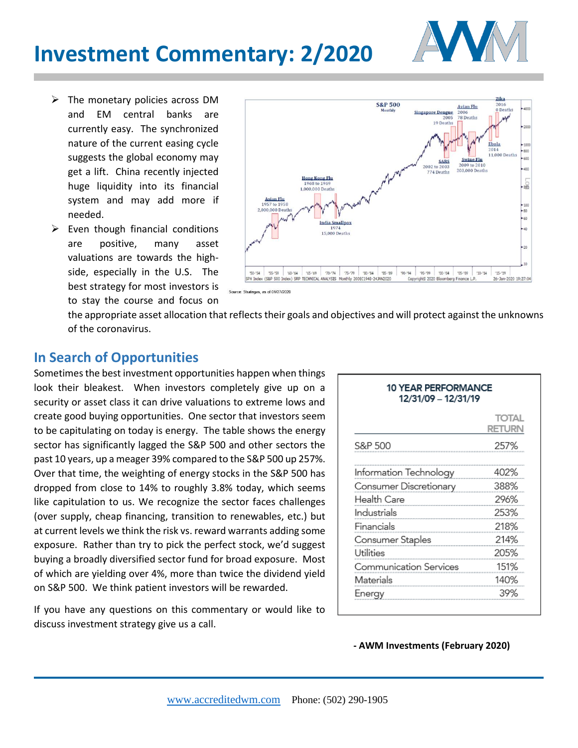# Investment Commentary: 2/2020

- The monetary policies across DM and EM central banks are currently easy. The synchronized nature of the current easing cycle suggests the global economy may get a lift. China recently injected huge liquidity into its financial system and may add more if needed.
- Even though financial conditions are positive, many asset valuations are towards the high-side, especially in the U.S. The best strategy for most investors is to stay the course and focus on the appropriate asset allocation that reflects their goals and objectives and will protect against the unknowns of the coronavirus.

S&P 500
Monthly

Asian Flu
1957 to 1958
2,000,000 Deaths

Hong Kong Flu
1968 to 1969
1,000,000 Deaths

India Smallpox
1974
15,000 Deaths

SARS
2002 to 2003
774 Deaths

Singapore Dengue
2005
19 Deaths

Avian Flu
2006
78 Deaths

Swine Flu
2009 to 2010
203,000 Deaths

Ebola
2014
11,000 Deaths

Zika
2016
0 Deaths

'50-'54 '55-'59 '60-'64 '65-'69 '70-'74 '75-'79 '80-'84 '85-'89 '90-'94 '95-'99 '00-'04 '05-'09 '10-'14 '15-'19

SPX Index (S&P 500 Index) SRP TECHNICAL ANALYSIS Monthly 20DEC1948-24JAN2020 Copyright© 2020 Bloomberg Finance L.P. 26-Jan-2020 19:27:04

Source: Strategas, as of 01/27/2020

## In Search of Opportunities

Sometimes the best investment opportunities happen when things look their bleakest. When investors completely give up on a security or asset class it can drive valuations to extreme lows and create good buying opportunities. One sector that investors seem to be capitulating on today is energy. The table shows the energy sector has significantly lagged the S&P 500 and other sectors the past 10 years, up a meager 39% compared to the S&P 500 up 257%. Over that time, the weighting of energy stocks in the S&P 500 has dropped from close to 14% to roughly 3.8% today, which seems like capitulation to us. We recognize the sector faces challenges (over supply, cheap financing, transition to renewables, etc.) but at current levels we think the risk vs. reward warrants adding some exposure. Rather than try to pick the perfect stock, we'd suggest buying a broadly diversified sector fund for broad exposure. Most of which are yielding over 4%, more than twice the dividend yield on S&P 500. We think patient investors will be rewarded.

**10 YEAR PERFORMANCE**
**12/31/09 – 12/31/19**

| | TOTAL RETURN |
|---|---|
| S&P 500 | 257% |
| Information Technology | 402% |
| Consumer Discretionary | 388% |
| Health Care | 296% |
| Industrials | 253% |
| Financials | 218% |
| Consumer Staples | 214% |
| Utilities | 205% |
| Communication Services | 151% |
| Materials | 140% |
| Energy | 39% |

If you have any questions on this commentary or would like to discuss investment strategy give us a call.

**- AWM Investments (February 2020)**

www.accreditedwm.com Phone: (502) 290-1905